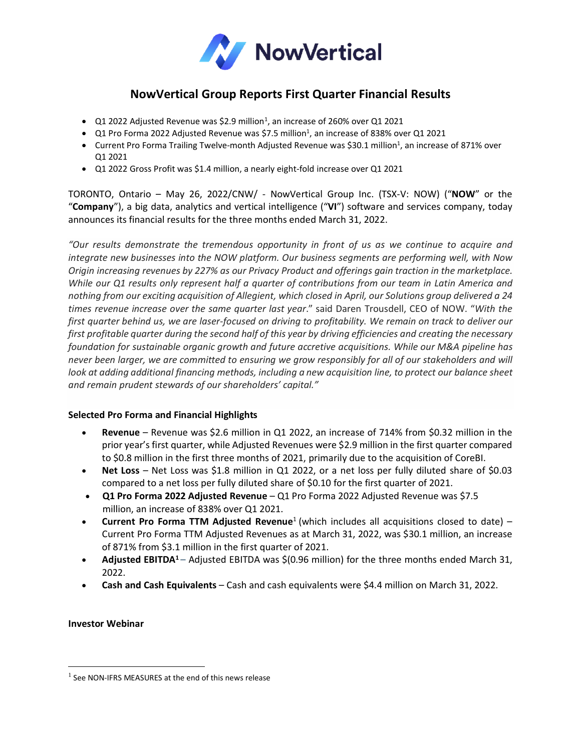# NowVertical Group Reports First Quarter Financial Results

- Q1 2022 Adjusted Revenue was $2.9 million[1], an increase of 260% over Q1 2021
- Q1 Pro Forma 2022 Adjusted Revenue was $7.5 million[1], an increase of 838% over Q1 2021
- Current Pro Forma Trailing Twelve-month Adjusted Revenue was $30.1 million[1], an increase of 871% over Q1 2021
- Q1 2022 Gross Profit was $1.4 million, a nearly eight-fold increase over Q1 2021

TORONTO, Ontario – May 26, 2022/CNW/ - NowVertical Group Inc. (TSX-V: NOW) ("**NOW**" or the "**Company**"), a big data, analytics and vertical intelligence ("**VI**") software and services company, today announces its financial results for the three months ended March 31, 2022.

*"Our results demonstrate the tremendous opportunity in front of us as we continue to acquire and integrate new businesses into the NOW platform. Our business segments are performing well, with Now Origin increasing revenues by 227% as our Privacy Product and offerings gain traction in the marketplace. While our Q1 results only represent half a quarter of contributions from our team in Latin America and nothing from our exciting acquisition of Allegient, which closed in April, our Solutions group delivered a 24 times revenue increase over the same quarter last year*." said Daren Trousdell, CEO of NOW. "*With the first quarter behind us, we are laser-focused on driving to profitability. We remain on track to deliver our first profitable quarter during the second half of this year by driving efficiencies and creating the necessary foundation for sustainable organic growth and future accretive acquisitions. While our M&A pipeline has never been larger, we are committed to ensuring we grow responsibly for all of our stakeholders and will look at adding additional financing methods, including a new acquisition line, to protect our balance sheet and remain prudent stewards of our shareholders' capital."*

**Selected Pro Forma and Financial Highlights**

- **Revenue** – Revenue was $2.6 million in Q1 2022, an increase of 714% from $0.32 million in the prior year's first quarter, while Adjusted Revenues were $2.9 million in the first quarter compared to $0.8 million in the first three months of 2021, primarily due to the acquisition of CoreBI.
- **Net Loss** – Net Loss was $1.8 million in Q1 2022, or a net loss per fully diluted share of $0.03 compared to a net loss per fully diluted share of $0.10 for the first quarter of 2021.
- **Q1 Pro Forma 2022 Adjusted Revenue** – Q1 Pro Forma 2022 Adjusted Revenue was $7.5 million, an increase of 838% over Q1 2021.
- **Current Pro Forma TTM Adjusted Revenue**[1] (which includes all acquisitions closed to date) – Current Pro Forma TTM Adjusted Revenues as at March 31, 2022, was $30.1 million, an increase of 871% from $3.1 million in the first quarter of 2021.
- **Adjusted EBITDA[1]** – Adjusted EBITDA was $(0.96 million) for the three months ended March 31, 2022.
- **Cash and Cash Equivalents** – Cash and cash equivalents were $4.4 million on March 31, 2022.

**Investor Webinar**

[1] See NON-IFRS MEASURES at the end of this news release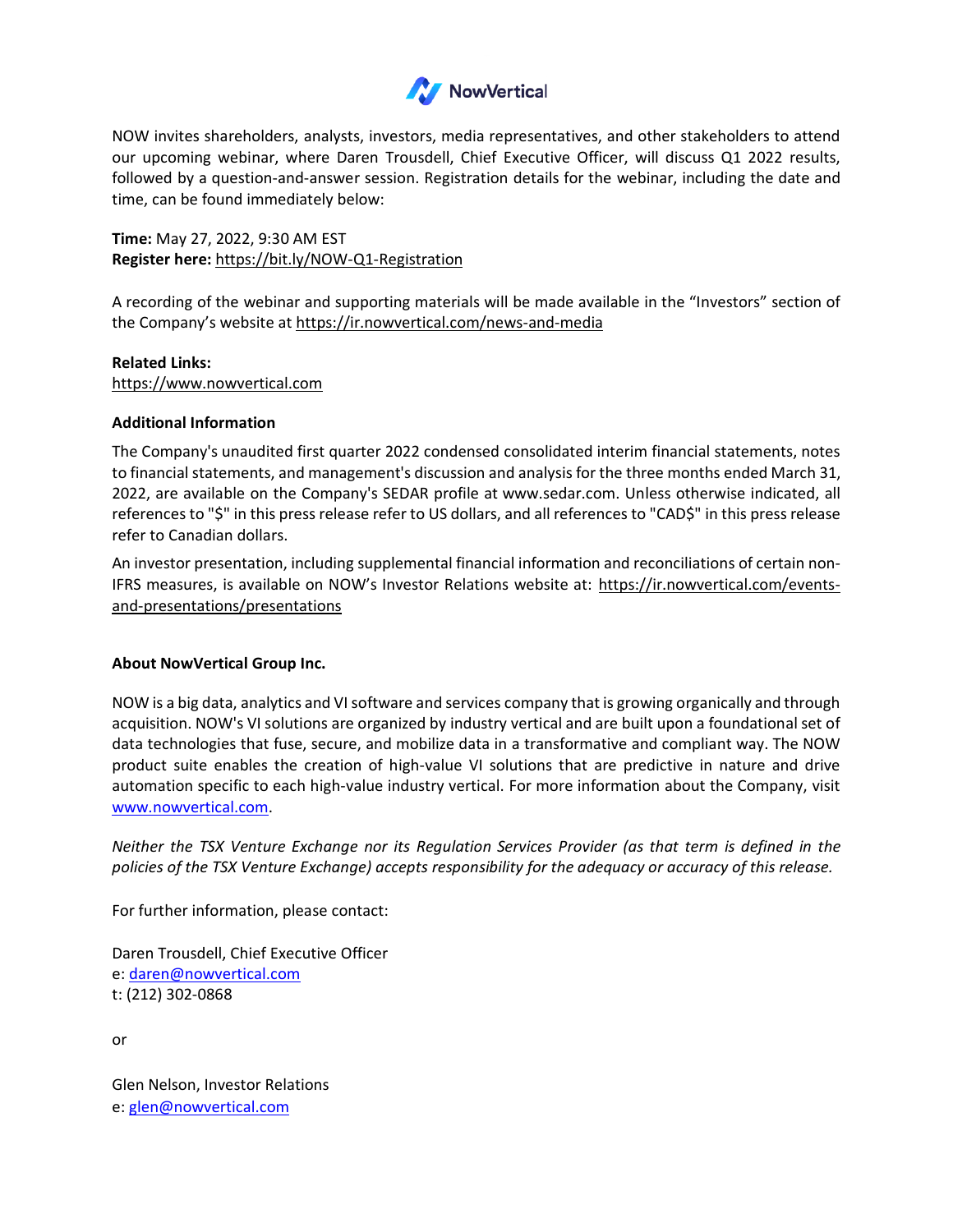NOW invites shareholders, analysts, investors, media representatives, and other stakeholders to attend our upcoming webinar, where Daren Trousdell, Chief Executive Officer, will discuss Q1 2022 results, followed by a question-and-answer session. Registration details for the webinar, including the date and time, can be found immediately below:

**Time:** May 27, 2022, 9:30 AM EST
**Register here:** https://bit.ly/NOW-Q1-Registration

A recording of the webinar and supporting materials will be made available in the "Investors" section of the Company's website at https://ir.nowvertical.com/news-and-media

**Related Links:**
https://www.nowvertical.com

**Additional Information**

The Company's unaudited first quarter 2022 condensed consolidated interim financial statements, notes to financial statements, and management's discussion and analysis for the three months ended March 31, 2022, are available on the Company's SEDAR profile at www.sedar.com. Unless otherwise indicated, all references to "$" in this press release refer to US dollars, and all references to "CAD$" in this press release refer to Canadian dollars.

An investor presentation, including supplemental financial information and reconciliations of certain non-IFRS measures, is available on NOW's Investor Relations website at: https://ir.nowvertical.com/events-and-presentations/presentations

**About NowVertical Group Inc.**

NOW is a big data, analytics and VI software and services company that is growing organically and through acquisition. NOW's VI solutions are organized by industry vertical and are built upon a foundational set of data technologies that fuse, secure, and mobilize data in a transformative and compliant way. The NOW product suite enables the creation of high-value VI solutions that are predictive in nature and drive automation specific to each high-value industry vertical. For more information about the Company, visit www.nowvertical.com.

*Neither the TSX Venture Exchange nor its Regulation Services Provider (as that term is defined in the policies of the TSX Venture Exchange) accepts responsibility for the adequacy or accuracy of this release.*

For further information, please contact:

Daren Trousdell, Chief Executive Officer
e: daren@nowvertical.com
t: (212) 302-0868

or

Glen Nelson, Investor Relations
e: glen@nowvertical.com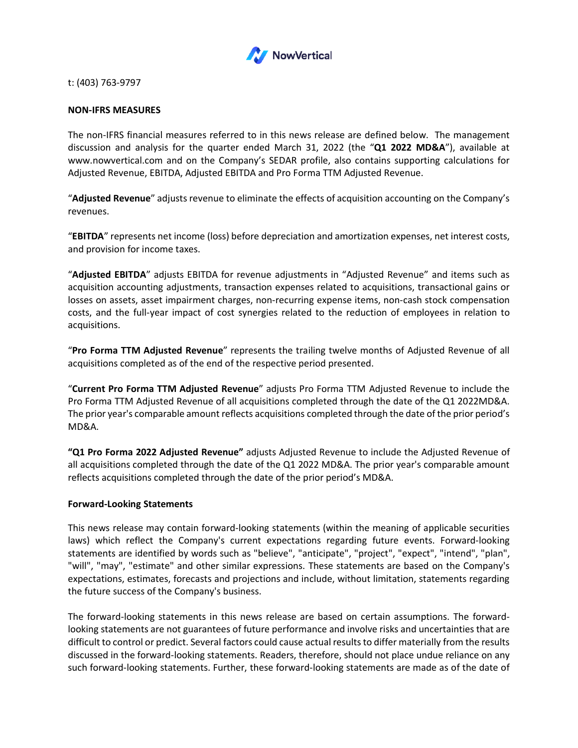t: (403) 763-9797

**NON-IFRS MEASURES**

The non-IFRS financial measures referred to in this news release are defined below. The management discussion and analysis for the quarter ended March 31, 2022 (the "**Q1 2022 MD&A**"), available at www.nowvertical.com and on the Company's SEDAR profile, also contains supporting calculations for Adjusted Revenue, EBITDA, Adjusted EBITDA and Pro Forma TTM Adjusted Revenue.

"**Adjusted Revenue**" adjusts revenue to eliminate the effects of acquisition accounting on the Company's revenues.

"**EBITDA**" represents net income (loss) before depreciation and amortization expenses, net interest costs, and provision for income taxes.

"**Adjusted EBITDA**" adjusts EBITDA for revenue adjustments in "Adjusted Revenue" and items such as acquisition accounting adjustments, transaction expenses related to acquisitions, transactional gains or losses on assets, asset impairment charges, non-recurring expense items, non-cash stock compensation costs, and the full-year impact of cost synergies related to the reduction of employees in relation to acquisitions.

"**Pro Forma TTM Adjusted Revenue**" represents the trailing twelve months of Adjusted Revenue of all acquisitions completed as of the end of the respective period presented.

"**Current Pro Forma TTM Adjusted Revenue**" adjusts Pro Forma TTM Adjusted Revenue to include the Pro Forma TTM Adjusted Revenue of all acquisitions completed through the date of the Q1 2022MD&A. The prior year's comparable amount reflects acquisitions completed through the date of the prior period's MD&A.

**"Q1 Pro Forma 2022 Adjusted Revenue"** adjusts Adjusted Revenue to include the Adjusted Revenue of all acquisitions completed through the date of the Q1 2022 MD&A. The prior year's comparable amount reflects acquisitions completed through the date of the prior period's MD&A.

**Forward-Looking Statements**

This news release may contain forward-looking statements (within the meaning of applicable securities laws) which reflect the Company's current expectations regarding future events. Forward-looking statements are identified by words such as "believe", "anticipate", "project", "expect", "intend", "plan", "will", "may", "estimate" and other similar expressions. These statements are based on the Company's expectations, estimates, forecasts and projections and include, without limitation, statements regarding the future success of the Company's business.

The forward-looking statements in this news release are based on certain assumptions. The forward-looking statements are not guarantees of future performance and involve risks and uncertainties that are difficult to control or predict. Several factors could cause actual results to differ materially from the results discussed in the forward-looking statements. Readers, therefore, should not place undue reliance on any such forward-looking statements. Further, these forward-looking statements are made as of the date of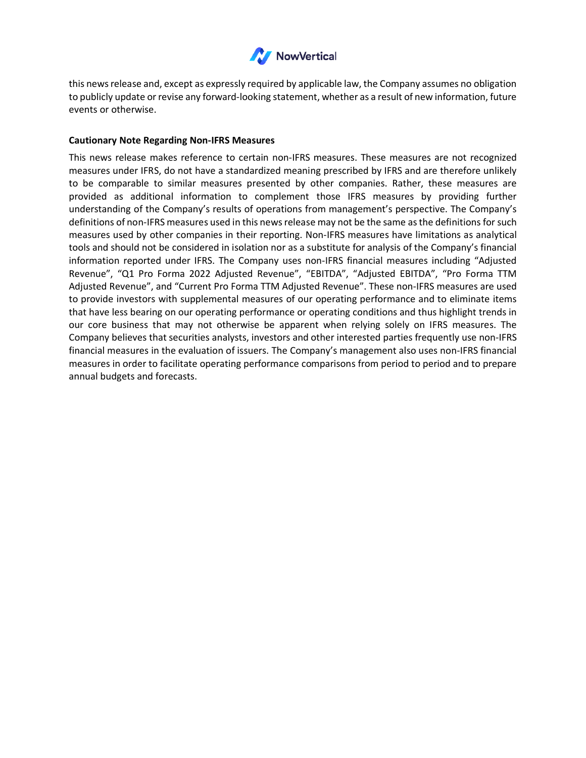this news release and, except as expressly required by applicable law, the Company assumes no obligation to publicly update or revise any forward-looking statement, whether as a result of new information, future events or otherwise.

**Cautionary Note Regarding Non-IFRS Measures**

This news release makes reference to certain non-IFRS measures. These measures are not recognized measures under IFRS, do not have a standardized meaning prescribed by IFRS and are therefore unlikely to be comparable to similar measures presented by other companies. Rather, these measures are provided as additional information to complement those IFRS measures by providing further understanding of the Company's results of operations from management's perspective. The Company's definitions of non-IFRS measures used in this news release may not be the same as the definitions for such measures used by other companies in their reporting. Non-IFRS measures have limitations as analytical tools and should not be considered in isolation nor as a substitute for analysis of the Company's financial information reported under IFRS. The Company uses non-IFRS financial measures including "Adjusted Revenue", "Q1 Pro Forma 2022 Adjusted Revenue", "EBITDA", "Adjusted EBITDA", "Pro Forma TTM Adjusted Revenue", and "Current Pro Forma TTM Adjusted Revenue". These non-IFRS measures are used to provide investors with supplemental measures of our operating performance and to eliminate items that have less bearing on our operating performance or operating conditions and thus highlight trends in our core business that may not otherwise be apparent when relying solely on IFRS measures. The Company believes that securities analysts, investors and other interested parties frequently use non-IFRS financial measures in the evaluation of issuers. The Company's management also uses non-IFRS financial measures in order to facilitate operating performance comparisons from period to period and to prepare annual budgets and forecasts.